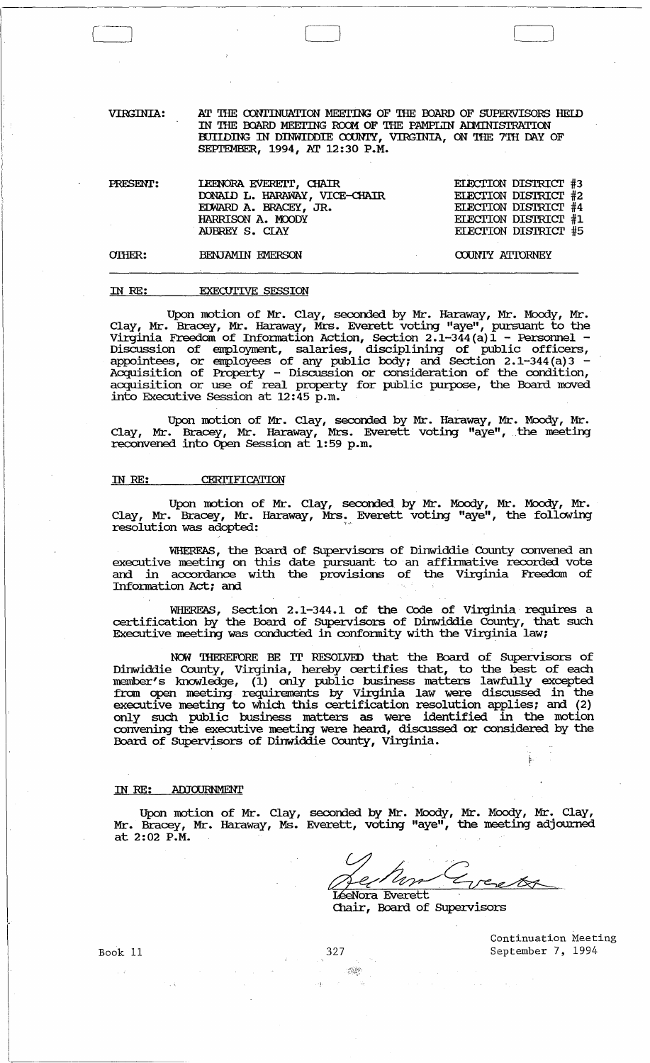VIRGINIA: AT THE CONTINUATION MEETING OF THE BOARD OF SUPERVISORS HELD IN THE BOARD MEETING ROOM OF THE PAMPLIN ADMINISTRATION BUILDING IN DINWIDDIE COUNTY, VIRGINIA, ON THE 7TH DAY OF SEPTEMBER, 1994, AT 12:30 P.M.

| | | |
|---|---|---|
| PRESENT: | LEENORA EVERETT, CHAIR | ELECTION DISTRICT #3 |
| | DONALD L. HARAWAY, VICE-CHAIR | ELECTION DISTRICT #2 |
| | EDWARD A. BRACEY, JR. | ELECTION DISTRICT #4 |
| | HARRISON A. MOODY | ELECTION DISTRICT #1 |
| | AUBREY S. CLAY | ELECTION DISTRICT #5 |
| OTHER: | BENJAMIN EMERSON | COUNTY ATTORNEY |

IN RE: EXECUTIVE SESSION

Upon motion of Mr. Clay, seconded by Mr. Haraway, Mr. Moody, Mr. Clay, Mr. Bracey, Mr. Haraway, Mrs. Everett voting "aye", pursuant to the Virginia Freedom of Information Action, Section 2.1-344(a)1 - Personnel - Discussion of employment, salaries, disciplining of public officers, appointees, or employees of any public body; and Section 2.1-344(a)3 - Acquisition of Property - Discussion or consideration of the condition, acquisition or use of real property for public purpose, the Board moved into Executive Session at 12:45 p.m.

Upon motion of Mr. Clay, seconded by Mr. Haraway, Mr. Moody, Mr. Clay, Mr. Bracey, Mr. Haraway, Mrs. Everett voting "aye", the meeting reconvened into Open Session at 1:59 p.m.

IN RE: CERTIFICATION

Upon motion of Mr. Clay, seconded by Mr. Moody, Mr. Moody, Mr. Clay, Mr. Bracey, Mr. Haraway, Mrs. Everett voting "aye", the following resolution was adopted:

WHEREAS, the Board of Supervisors of Dinwiddie County convened an executive meeting on this date pursuant to an affirmative recorded vote and in accordance with the provisions of the Virginia Freedom of Information Act; and

WHEREAS, Section 2.1-344.1 of the Code of Virginia requires a certification by the Board of Supervisors of Dinwiddie County, that such Executive meeting was conducted in conformity with the Virginia law;

NOW THEREFORE BE IT RESOLVED that the Board of Supervisors of Dinwiddie County, Virginia, hereby certifies that, to the best of each member's knowledge, (1) only public business matters lawfully excepted from open meeting requirements by Virginia law were discussed in the executive meeting to which this certification resolution applies; and (2) only such public business matters as were identified in the motion convening the executive meeting were heard, discussed or considered by the Board of Supervisors of Dinwiddie County, Virginia.

IN RE: ADJOURNMENT

Upon motion of Mr. Clay, seconded by Mr. Moody, Mr. Moody, Mr. Clay, Mr. Bracey, Mr. Haraway, Ms. Everett, voting "aye", the meeting adjourned at 2:02 P.M.

LeeNora Everett
Chair, Board of Supervisors

Book 11 — Continuation Meeting September 7, 1994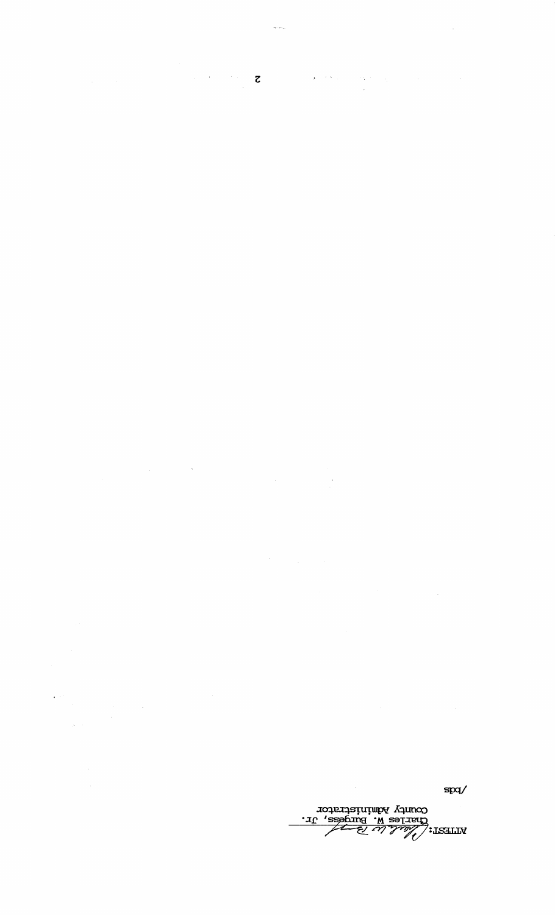ATTEST: 

Charles W. Burgess, Jr.
County Administrator

/bds